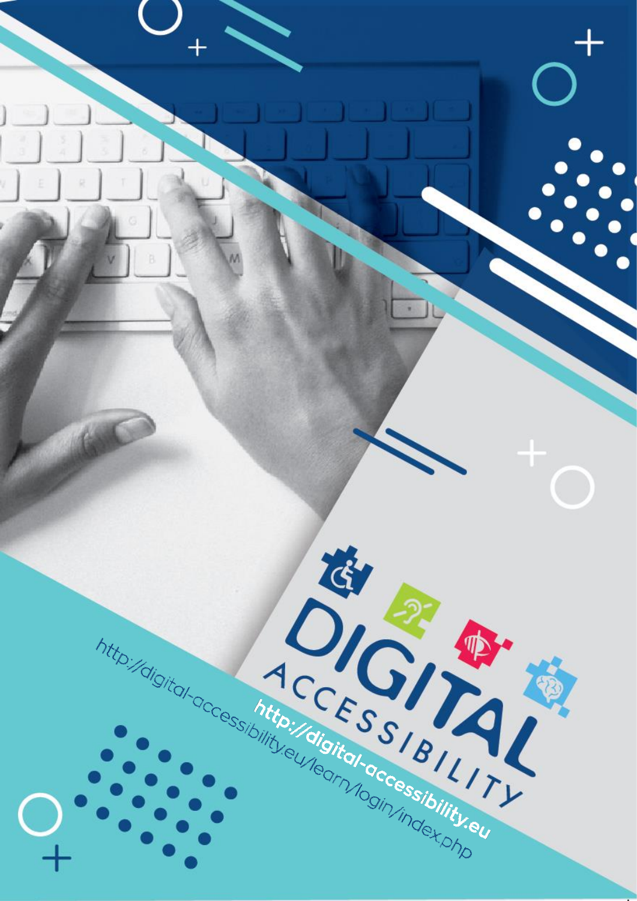# DIGITAL ACCESSIBILITY

http://digital-accessibility.eu

http://digital-accessibility.eu/learn/login/index.php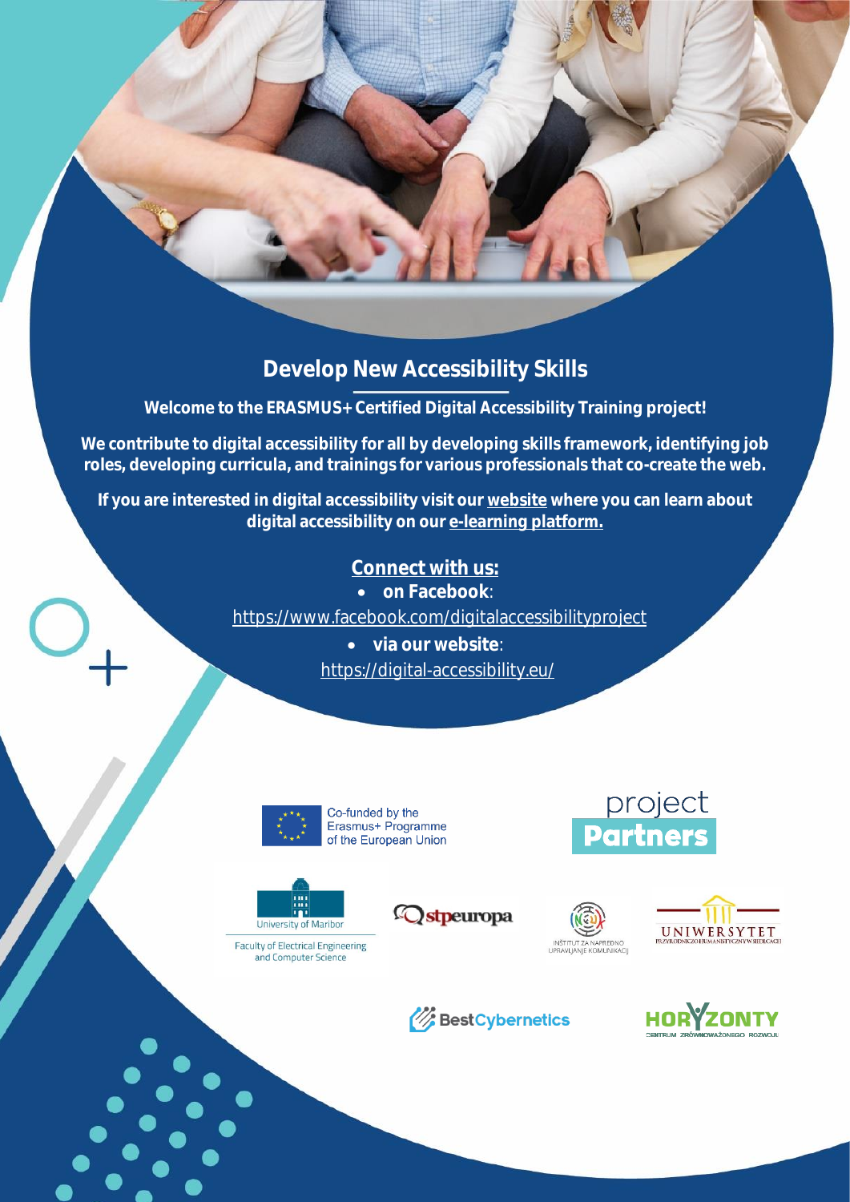## Develop New Accessibility Skills

**Welcome to the ERASMUS+ Certified Digital Accessibility Training project!**

**We contribute to digital accessibility for all by developing skills framework, identifying job roles, developing curricula, and trainings for various professionals that co-create the web.**

**If you are interested in digital accessibility visit our website where you can learn about digital accessibility on our e-learning platform.**

**Connect with us:**

- **on Facebook**:

https://www.facebook.com/digitalaccessibilityproject

- **via our website**:

https://digital-accessibility.eu/

Co-funded by the Erasmus+ Programme of the European Union

project Partners

University of Maribor

Faculty of Electrical Engineering and Computer Science

stpeuropa

INŠTITUT ZA NAPREDNO UPRAVLJANJE KOMUNIKACIJ

UNIWERSYTET PRZYRODNICZO-HUMANISTYCZNY W SIEDLCACH

BestCybernetics

HORYZONTY CENTRUM ZRÓWNOWAŻONEGO ROZWOJU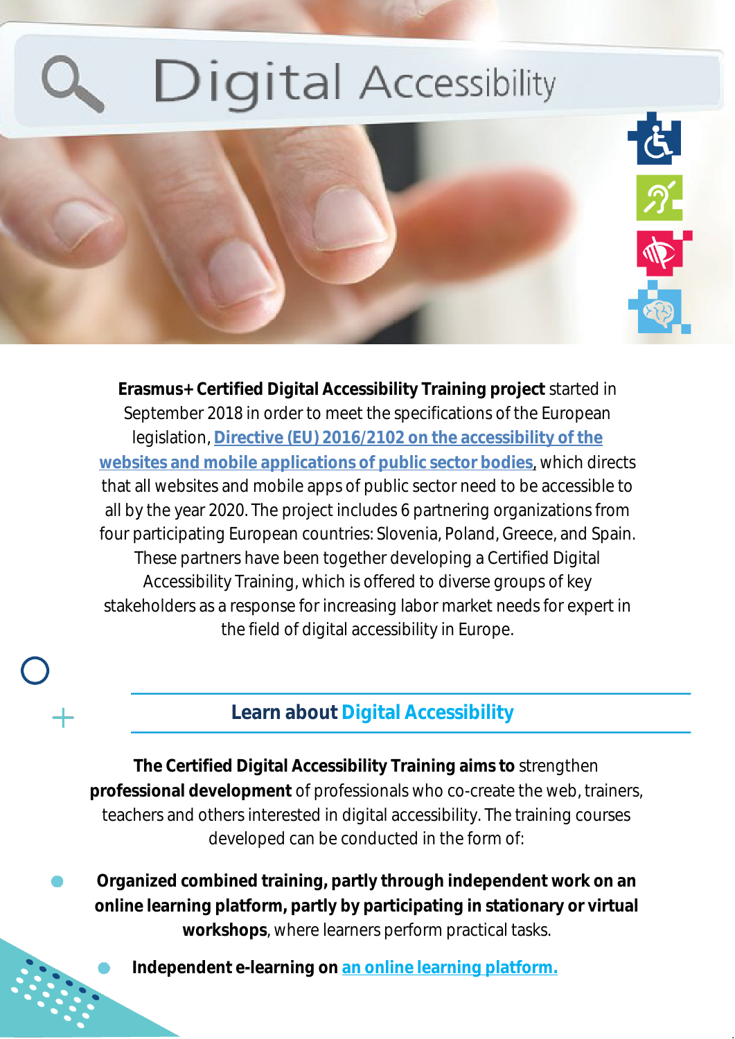# Digital Accessibility

**Erasmus+ Certified Digital Accessibility Training project** started in September 2018 in order to meet the specifications of the European legislation, **Directive (EU) 2016/2102 on the accessibility of the websites and mobile applications of public sector bodies**, which directs that all websites and mobile apps of public sector need to be accessible to all by the year 2020. The project includes 6 partnering organizations from four participating European countries: Slovenia, Poland, Greece, and Spain. These partners have been together developing a Certified Digital Accessibility Training, which is offered to diverse groups of key stakeholders as a response for increasing labor market needs for expert in the field of digital accessibility in Europe.

## Learn about Digital Accessibility

**The Certified Digital Accessibility Training aims to** strengthen **professional development** of professionals who co-create the web, trainers, teachers and others interested in digital accessibility. The training courses developed can be conducted in the form of:

- **Organized combined training, partly through independent work on an online learning platform, partly by participating in stationary or virtual workshops**, where learners perform practical tasks.
- **Independent e-learning on** an online learning platform.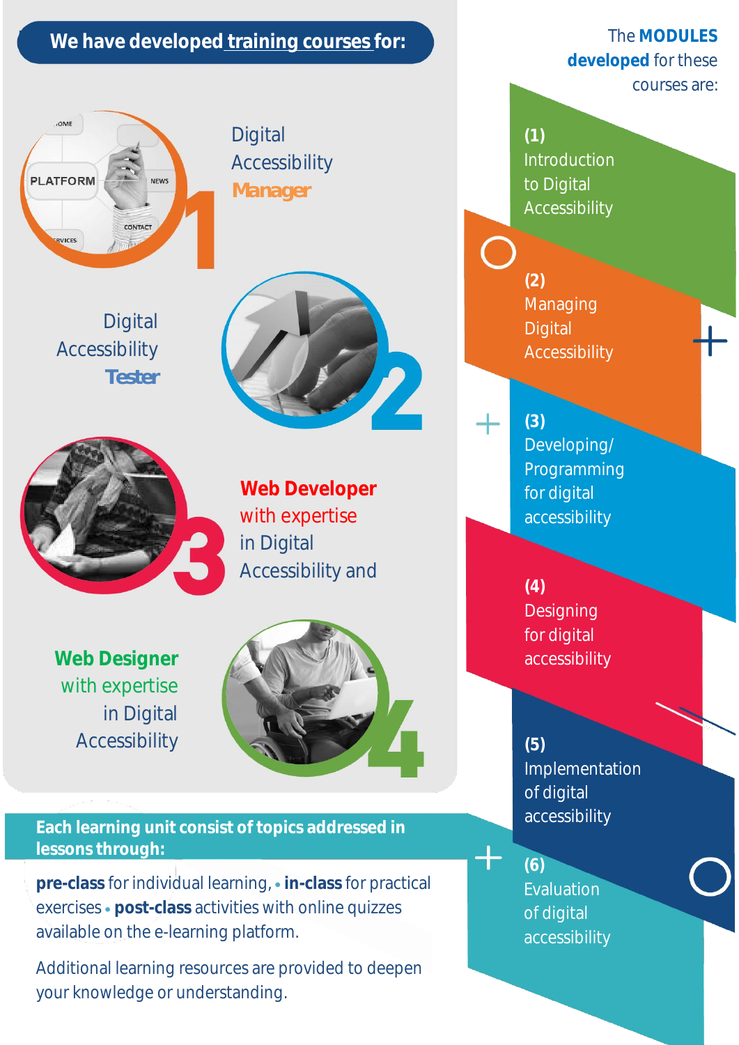## We have developed training courses for:

1. Digital Accessibility **Manager**
2. Digital Accessibility **Tester**
3. **Web Developer** with expertise in Digital Accessibility and
4. **Web Designer** with expertise in Digital Accessibility

The **MODULES developed** for these courses are:

**(1)** Introduction to Digital Accessibility

**(2)** Managing Digital Accessibility

**(3)** Developing/ Programming for digital accessibility

**(4)** Designing for digital accessibility

**(5)** Implementation of digital accessibility

**(6)** Evaluation of digital accessibility

**Each learning unit consist of topics addressed in lessons through:**

**pre-class** for individual learning, • **in-class** for practical exercises • **post-class** activities with online quizzes available on the e-learning platform.

Additional learning resources are provided to deepen your knowledge or understanding.